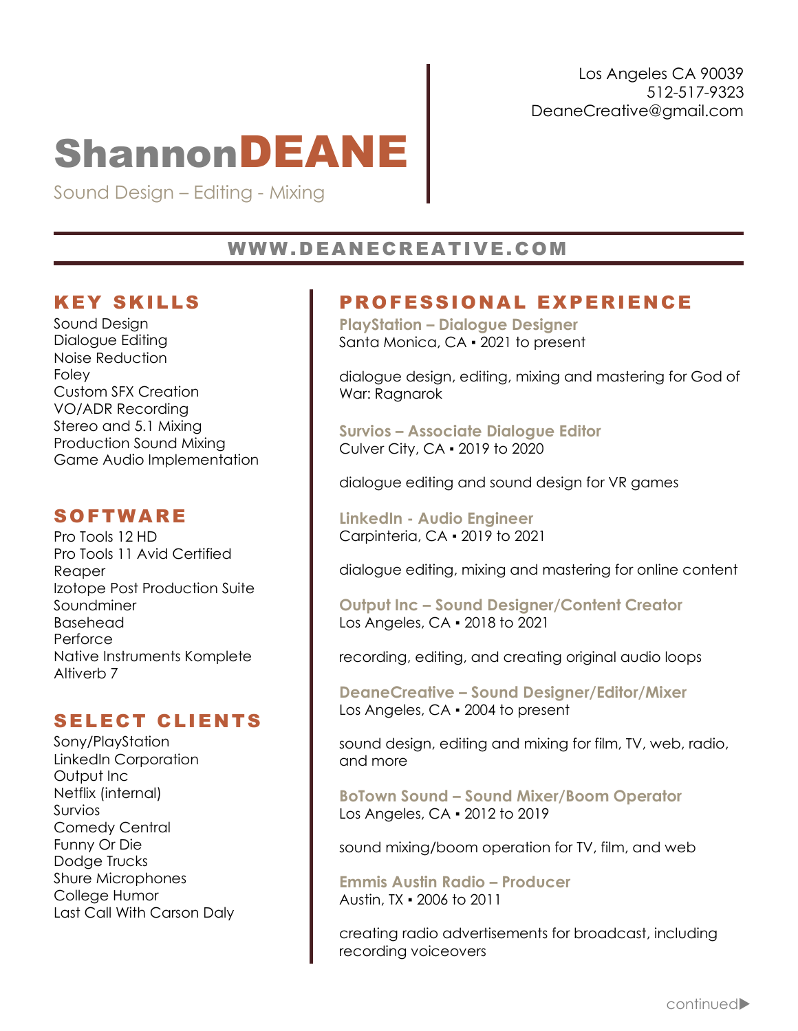Los Angeles CA 90039
512-517-9323
DeaneCreative@gmail.com

# Shannon DEANE

Sound Design – Editing - Mixing

**WWW.DEANECREATIVE.COM**

## KEY SKILLS

Sound Design
Dialogue Editing
Noise Reduction
Foley
Custom SFX Creation
VO/ADR Recording
Stereo and 5.1 Mixing
Production Sound Mixing
Game Audio Implementation

## SOFTWARE

Pro Tools 12 HD
Pro Tools 11 Avid Certified
Reaper
Izotope Post Production Suite
Soundminer
Basehead
Perforce
Native Instruments Komplete
Altiverb 7

## SELECT CLIENTS

Sony/PlayStation
LinkedIn Corporation
Output Inc
Netflix (internal)
Survios
Comedy Central
Funny Or Die
Dodge Trucks
Shure Microphones
College Humor
Last Call With Carson Daly

## PROFESSIONAL EXPERIENCE

**PlayStation – Dialogue Designer**
Santa Monica, CA ▪ 2021 to present

dialogue design, editing, mixing and mastering for God of War: Ragnarok

**Survios – Associate Dialogue Editor**
Culver City, CA ▪ 2019 to 2020

dialogue editing and sound design for VR games

**LinkedIn - Audio Engineer**
Carpinteria, CA ▪ 2019 to 2021

dialogue editing, mixing and mastering for online content

**Output Inc – Sound Designer/Content Creator**
Los Angeles, CA ▪ 2018 to 2021

recording, editing, and creating original audio loops

**DeaneCreative – Sound Designer/Editor/Mixer**
Los Angeles, CA ▪ 2004 to present

sound design, editing and mixing for film, TV, web, radio, and more

**BoTown Sound – Sound Mixer/Boom Operator**
Los Angeles, CA ▪ 2012 to 2019

sound mixing/boom operation for TV, film, and web

**Emmis Austin Radio – Producer**
Austin, TX ▪ 2006 to 2011

creating radio advertisements for broadcast, including recording voiceovers

continued▶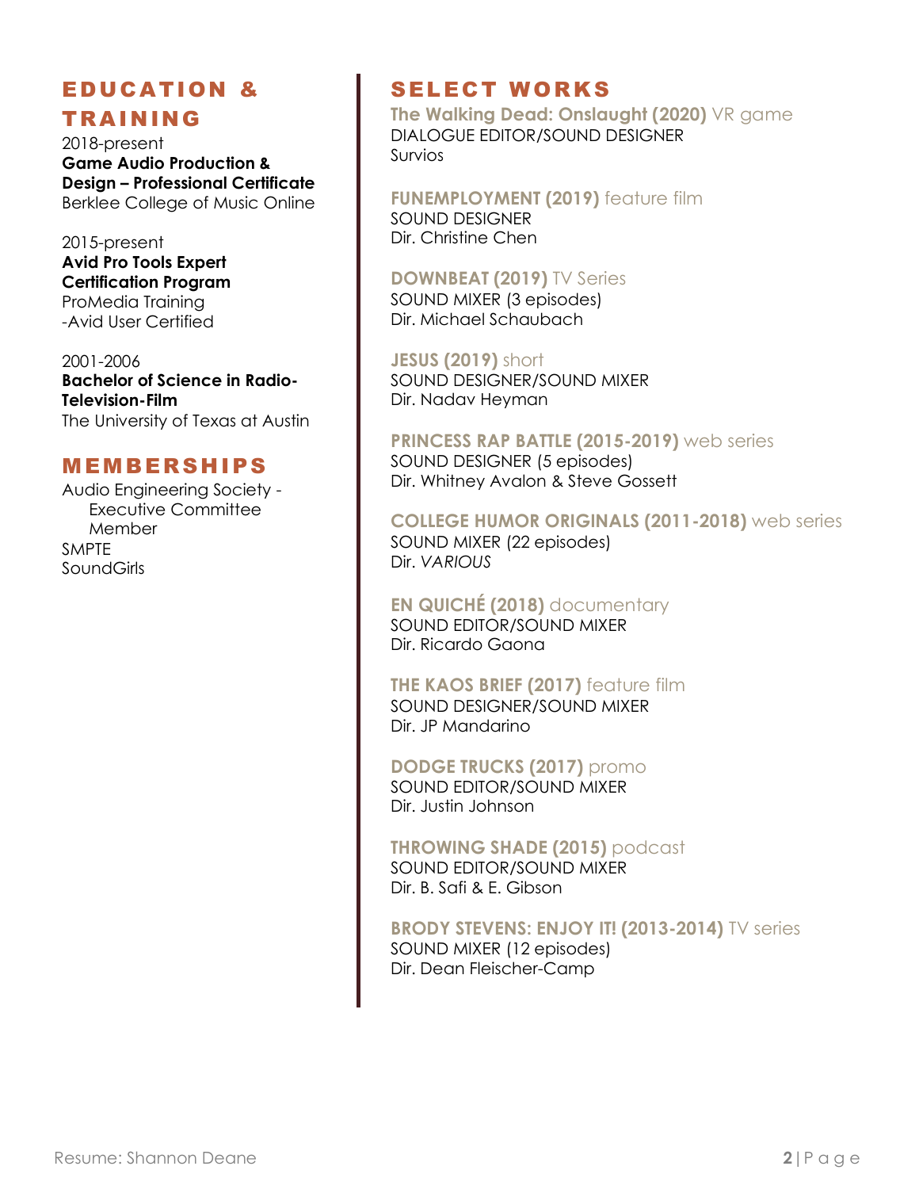## EDUCATION & TRAINING

2018-present
**Game Audio Production & Design – Professional Certificate**
Berklee College of Music Online

2015-present
**Avid Pro Tools Expert Certification Program**
ProMedia Training
-Avid User Certified

2001-2006
**Bachelor of Science in Radio-Television-Film**
The University of Texas at Austin

## MEMBERSHIPS

Audio Engineering Society - Executive Committee Member
SMPTE
SoundGirls

## SELECT WORKS

**The Walking Dead: Onslaught (2020)** VR game
DIALOGUE EDITOR/SOUND DESIGNER
Survios

**FUNEMPLOYMENT (2019)** feature film
SOUND DESIGNER
Dir. Christine Chen

**DOWNBEAT (2019)** TV Series
SOUND MIXER (3 episodes)
Dir. Michael Schaubach

**JESUS (2019)** short
SOUND DESIGNER/SOUND MIXER
Dir. Nadav Heyman

**PRINCESS RAP BATTLE (2015-2019)** web series
SOUND DESIGNER (5 episodes)
Dir. Whitney Avalon & Steve Gossett

**COLLEGE HUMOR ORIGINALS (2011-2018)** web series
SOUND MIXER (22 episodes)
Dir. *VARIOUS*

**EN QUICHÉ (2018)** documentary
SOUND EDITOR/SOUND MIXER
Dir. Ricardo Gaona

**THE KAOS BRIEF (2017)** feature film
SOUND DESIGNER/SOUND MIXER
Dir. JP Mandarino

**DODGE TRUCKS (2017)** promo
SOUND EDITOR/SOUND MIXER
Dir. Justin Johnson

**THROWING SHADE (2015)** podcast
SOUND EDITOR/SOUND MIXER
Dir. B. Safi & E. Gibson

**BRODY STEVENS: ENJOY IT! (2013-2014)** TV series
SOUND MIXER (12 episodes)
Dir. Dean Fleischer-Camp